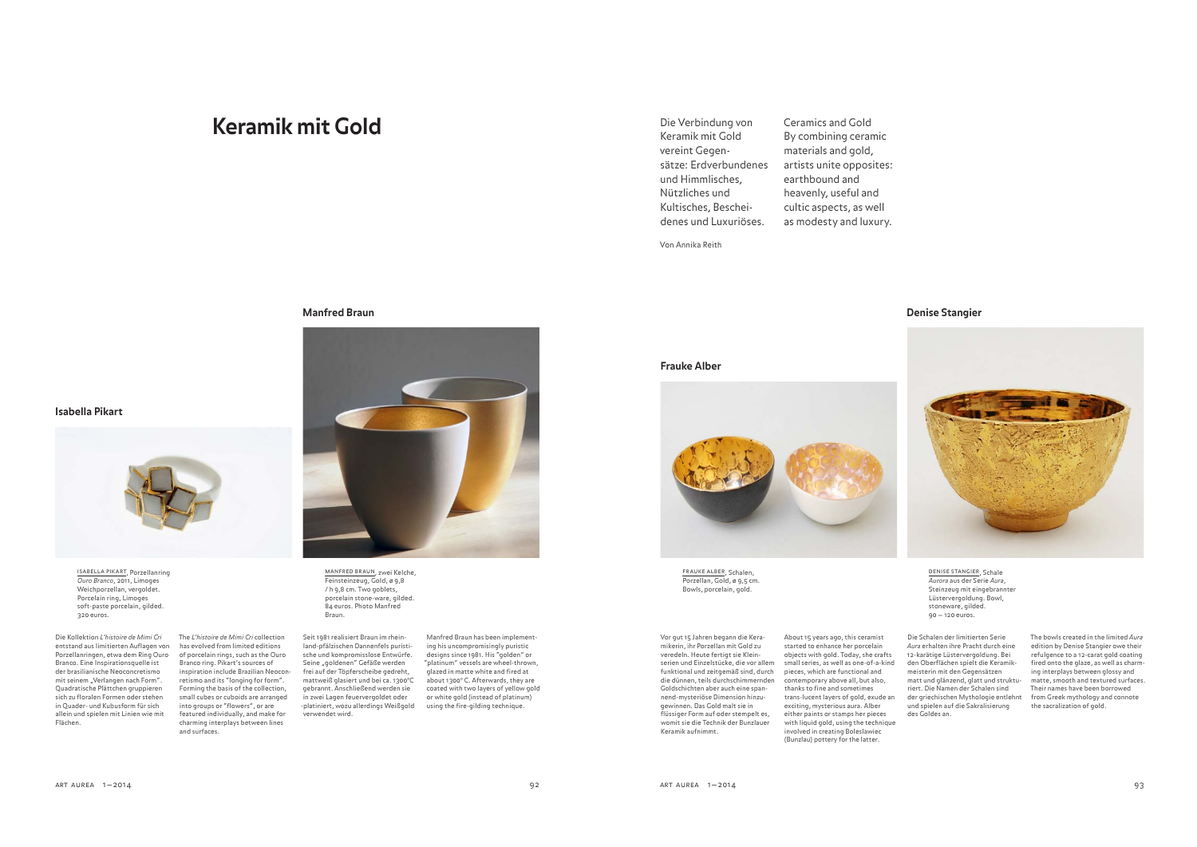# Keramik mit Gold

Die Verbindung von Keramik mit Gold vereint Gegensätze: Erdverbundenes und Himmlisches, Nützliches und Kultisches, Bescheidenes und Luxuriöses.

Ceramics and Gold
By combining ceramic materials and gold, artists unite opposites: earthbound and heavenly, useful and cultic aspects, as well as modesty and luxury.

Von Annika Reith

## Isabella Pikart

ISABELLA PIKART, Porzellanring *Ouro Branco*, 2011, Limoges Weichporzellan, vergoldet. Porcelain ring, Limoges soft-paste porcelain, gilded. 320 euros.

Die Kollektion *L'histoire de Mimi Cri* entstand aus limitierten Auflagen von Porzellanringen, etwa dem Ring Ouro Branco. Eine Inspirationsquelle ist der brasilianische Neoconcretismo mit seinem „Verlangen nach Form". Quadratische Plättchen gruppieren sich zu floralen Formen oder stehen in Quader- und Kubusform für sich allein und spielen mit Linien wie mit Flächen.

The *L'histoire de Mimi Cri* collection has evolved from limited editions of porcelain rings, such as the Ouro Branco ring. Pikart's sources of inspiration include Brazilian Neoconcretismo and its "longing for form". Forming the basis of the collection, small cubes or cuboids are arranged into groups or "flowers", or are featured individually, and make for charming interplays between lines and surfaces.

## Manfred Braun

MANFRED BRAUN, zwei Kelche, Feinsteinzeug, Gold, ø 9,8 / h 9,8 cm. Two goblets, porcelain stone-ware, gilded. 84 euros. Photo Manfred Braun.

Seit 1981 realisiert Braun im rheinland-pfälzischen Dannenfels puristische und kompromisslose Entwürfe. Seine „goldenen" Gefäße werden frei auf der Töpferscheibe gedreht, mattweiß glasiert und bei ca. 1300°C gebrannt. Anschließend werden sie in zwei Lagen feuervergoldet oder -platiniert, wozu allerdings Weißgold verwendet wird.

Manfred Braun has been implementing his uncompromisingly puristic designs since 1981. His "golden" or "platinum" vessels are wheel-thrown, glazed in matte white and fired at about 1300° C. Afterwards, they are coated with two layers of yellow gold or white gold (instead of platinum) using the fire-gilding technique.

## Frauke Alber

FRAUKE ALBER, Schalen, Porzellan, Gold, ø 9,5 cm. Bowls, porcelain, gold.

Vor gut 15 Jahren begann die Keramikerin, ihr Porzellan mit Gold zu veredeln. Heute fertigt sie Kleinserien und Einzelstücke, die vor allem funktional und zeitgemäß sind, durch die dünnen, teils durchschimmernden Goldschichten aber auch eine spannend-mysteriöse Dimension hinzugewinnen. Das Gold malt sie in flüssiger Form auf oder stempelt es, womit sie die Technik der Bunzlauer Keramik aufnimmt.

About 15 years ago, this ceramist started to enhance her porcelain objects with gold. Today, she crafts small series, as well as one-of-a-kind pieces, which are functional and contemporary above all, but also, thanks to fine and sometimes trans-lucent layers of gold, exude an exciting, mysterious aura. Alber either paints or stamps her pieces with liquid gold, using the technique involved in creating Boleslawiec (Bunzlau) pottery for the latter.

## Denise Stangier

DENISE STANGIER, Schale *Aurora* aus der Serie *Aura*, Steinzeug mit eingebrannter Lüstervergoldung. Bowl, stoneware, gilded. 90 — 120 euros.

Die Schalen der limitierten Serie *Aura* erhalten ihre Pracht durch eine 12-karätige Lüstervergoldung. Bei den Oberflächen spielt die Keramikmeisterin mit den Gegensätzen matt und glänzend, glatt und strukturiert. Die Namen der Schalen sind der griechischen Mythologie entlehnt und spielen auf die Sakralisierung des Goldes an.

The bowls created in the limited *Aura* edition by Denise Stangier owe their refulgence to a 12-carat gold coating fired onto the glaze, as well as charming interplays between glossy and matte, smooth and textured surfaces. Their names have been borrowed from Greek mythology and connote the sacralization of gold.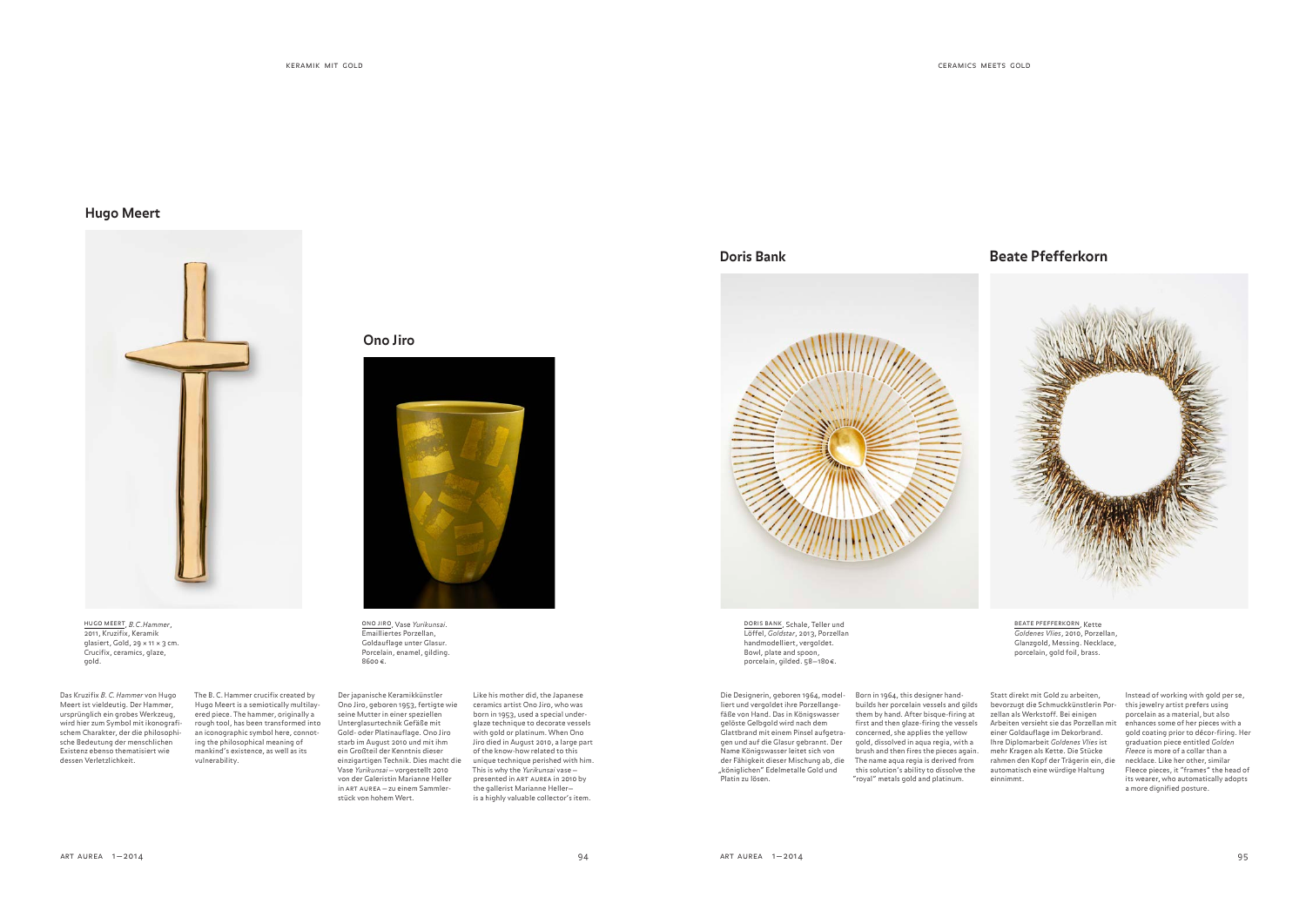## Hugo Meert

HUGO MEERT, *B.C.Hammer*, 2011, Kruzifix, Keramik glasiert, Gold, 29 × 11 × 3 cm. Crucifix, ceramics, glaze, gold.

Das Kruzifix *B. C. Hammer* von Hugo Meert ist vieldeutig. Der Hammer, ursprünglich ein grobes Werkzeug, wird hier zum Symbol mit ikonografischem Charakter, der die philosophische Bedeutung der menschlichen Existenz ebenso thematisiert wie dessen Verletzlichkeit.

The B. C. Hammer crucifix created by Hugo Meert is a semiotically multilayered piece. The hammer, originally a rough tool, has been transformed into an iconographic symbol here, connoting the philosophical meaning of mankind's existence, as well as its vulnerability.

## Ono Jiro

ONO JIRO, Vase *Yurikunsai*. Emailliertes Porzellan, Goldauflage unter Glasur. Porcelain, enamel, gilding. 8600 €.

Der japanische Keramikkünstler Ono Jiro, geboren 1953, fertigte wie seine Mutter in einer speziellen Unterglasurtechnik Gefäße mit Gold- oder Platinauflage. Ono Jiro starb im August 2010 und mit ihm ein Großteil der Kenntnis dieser einzigartigen Technik. Dies macht die Vase *Yurikunsai* – vorgestellt 2010 von der Galeristin Marianne Heller in ART AUREA – zu einem Sammlerstück von hohem Wert.

Like his mother did, the Japanese ceramics artist Ono Jiro, who was born in 1953, used a special underglaze technique to decorate vessels with gold or platinum. When Ono Jiro died in August 2010, a large part of the know-how related to this unique technique perished with him. This is why the *Yurikunsai* vase – presented in ART AUREA in 2010 by the gallerist Marianne Heller – is a highly valuable collector's item.

## Doris Bank

DORIS BANK, Schale, Teller und Löffel, *Goldstar*, 2013, Porzellan handmodelliert, vergoldet. Bowl, plate and spoon, porcelain, gilded. 58–180 €.

Die Designerin, geboren 1964, modelliert und vergoldet ihre Porzellangefäße von Hand. Das in Königswasser gelöste Gelbgold wird nach dem Glattbrand mit einem Pinsel aufgetragen und auf die Glasur gebrannt. Der Name Königswasser leitet sich von der Fähigkeit dieser Mischung ab, die „königlichen" Edelmetalle Gold und Platin zu lösen.

Born in 1964, this designer handbuilds her porcelain vessels and gilds them by hand. After bisque-firing at first and then glaze-firing the vessels concerned, she applies the yellow gold, dissolved in aqua regia, with a brush and then fires the pieces again. The name aqua regia is derived from this solution's ability to dissolve the "royal" metals gold and platinum.

## Beate Pfefferkorn

BEATE PFEFFERKORN, Kette *Goldenes Vlies*, 2010, Porzellan, Glanzgold, Messing. Necklace, porcelain, gold foil, brass.

Statt direkt mit Gold zu arbeiten, bevorzugt die Schmuckkünstlerin Porzellan als Werkstoff. Bei einigen Arbeiten versieht sie das Porzellan mit einer Goldauflage im Dekorbrand. Ihre Diplomarbeit *Goldenes Vlies* ist mehr Kragen als Kette. Die Stücke rahmen den Kopf der Trägerin ein, die automatisch eine würdige Haltung einnimmt.

Instead of working with gold per se, this jewelry artist prefers using porcelain as a material, but also enhances some of her pieces with a gold coating prior to décor-firing. Her graduation piece entitled *Golden Fleece* is more of a collar than a necklace. Like her other, similar Fleece pieces, it "frames" the head of its wearer, who automatically adopts a more dignified posture.